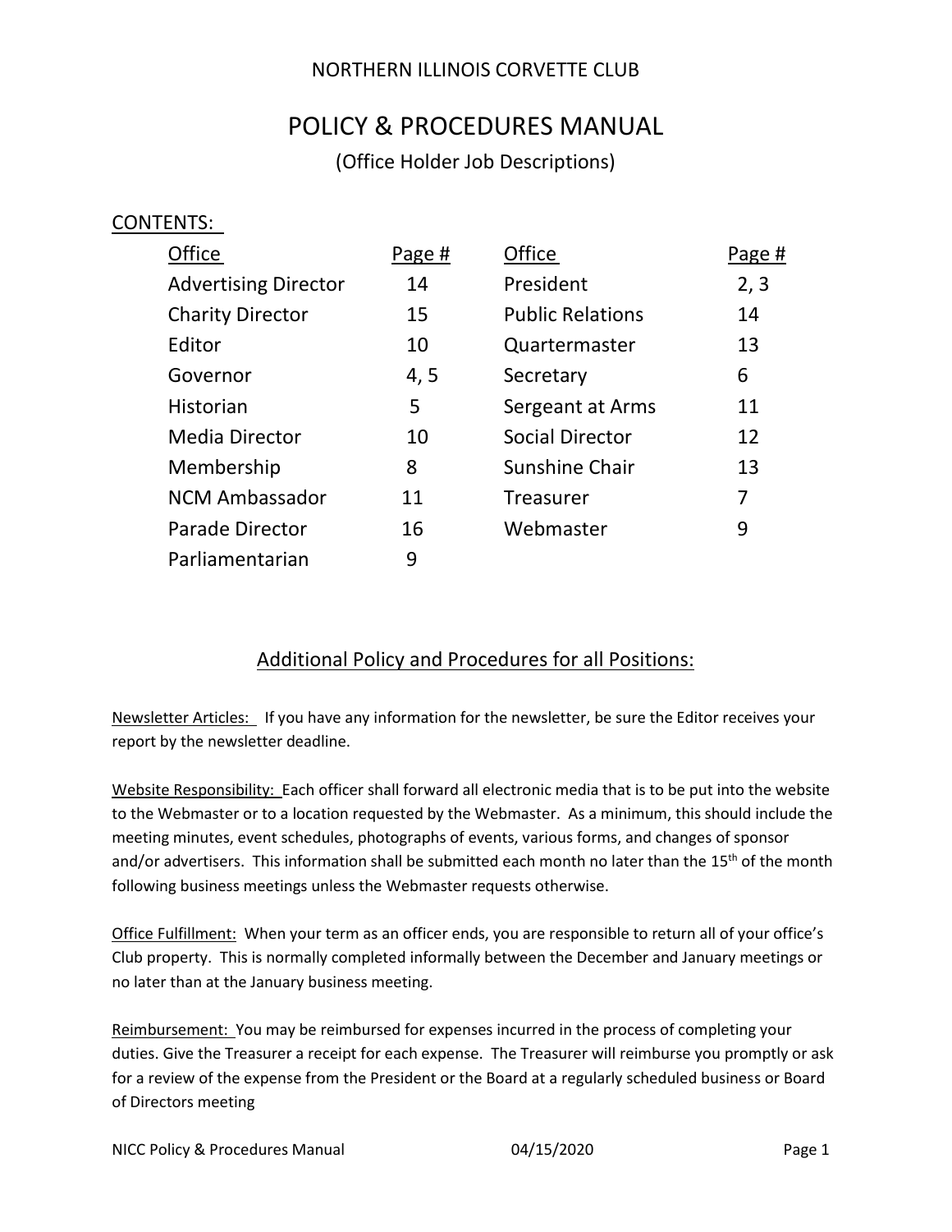NORTHERN ILLINOIS CORVETTE CLUB

# POLICY & PROCEDURES MANUAL

(Office Holder Job Descriptions)

CONTENTS:

| Office | Page # | Office | Page # |
|---|---|---|---|
| Advertising Director | 14 | President | 2, 3 |
| Charity Director | 15 | Public Relations | 14 |
| Editor | 10 | Quartermaster | 13 |
| Governor | 4, 5 | Secretary | 6 |
| Historian | 5 | Sergeant at Arms | 11 |
| Media Director | 10 | Social Director | 12 |
| Membership | 8 | Sunshine Chair | 13 |
| NCM Ambassador | 11 | Treasurer | 7 |
| Parade Director | 16 | Webmaster | 9 |
| Parliamentarian | 9 | | |

## Additional Policy and Procedures for all Positions:

Newsletter Articles: If you have any information for the newsletter, be sure the Editor receives your report by the newsletter deadline.

Website Responsibility: Each officer shall forward all electronic media that is to be put into the website to the Webmaster or to a location requested by the Webmaster. As a minimum, this should include the meeting minutes, event schedules, photographs of events, various forms, and changes of sponsor and/or advertisers. This information shall be submitted each month no later than the 15th of the month following business meetings unless the Webmaster requests otherwise.

Office Fulfillment: When your term as an officer ends, you are responsible to return all of your office's Club property. This is normally completed informally between the December and January meetings or no later than at the January business meeting.

Reimbursement: You may be reimbursed for expenses incurred in the process of completing your duties. Give the Treasurer a receipt for each expense. The Treasurer will reimburse you promptly or ask for a review of the expense from the President or the Board at a regularly scheduled business or Board of Directors meeting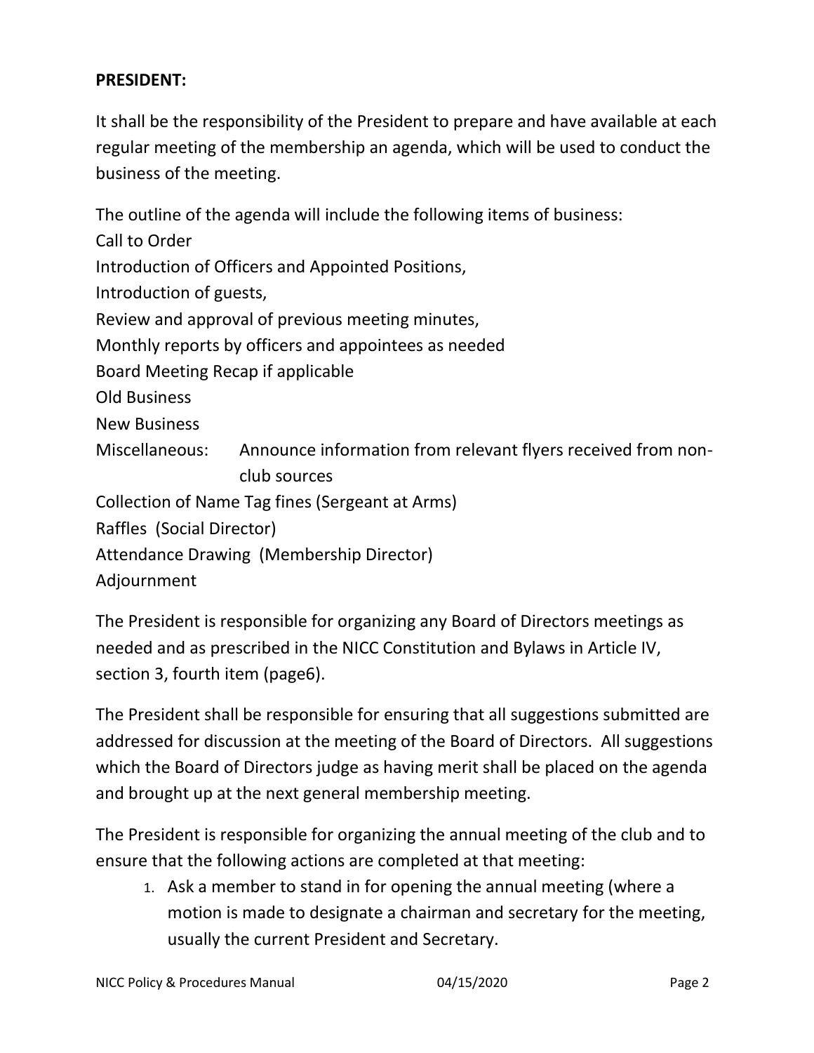**PRESIDENT:**

It shall be the responsibility of the President to prepare and have available at each regular meeting of the membership an agenda, which will be used to conduct the business of the meeting.

The outline of the agenda will include the following items of business:
Call to Order
Introduction of Officers and Appointed Positions,
Introduction of guests,
Review and approval of previous meeting minutes,
Monthly reports by officers and appointees as needed
Board Meeting Recap if applicable
Old Business
New Business
Miscellaneous: Announce information from relevant flyers received from non-club sources
Collection of Name Tag fines (Sergeant at Arms)
Raffles (Social Director)
Attendance Drawing (Membership Director)
Adjournment

The President is responsible for organizing any Board of Directors meetings as needed and as prescribed in the NICC Constitution and Bylaws in Article IV, section 3, fourth item (page6).

The President shall be responsible for ensuring that all suggestions submitted are addressed for discussion at the meeting of the Board of Directors. All suggestions which the Board of Directors judge as having merit shall be placed on the agenda and brought up at the next general membership meeting.

The President is responsible for organizing the annual meeting of the club and to ensure that the following actions are completed at that meeting:

1. Ask a member to stand in for opening the annual meeting (where a motion is made to designate a chairman and secretary for the meeting, usually the current President and Secretary.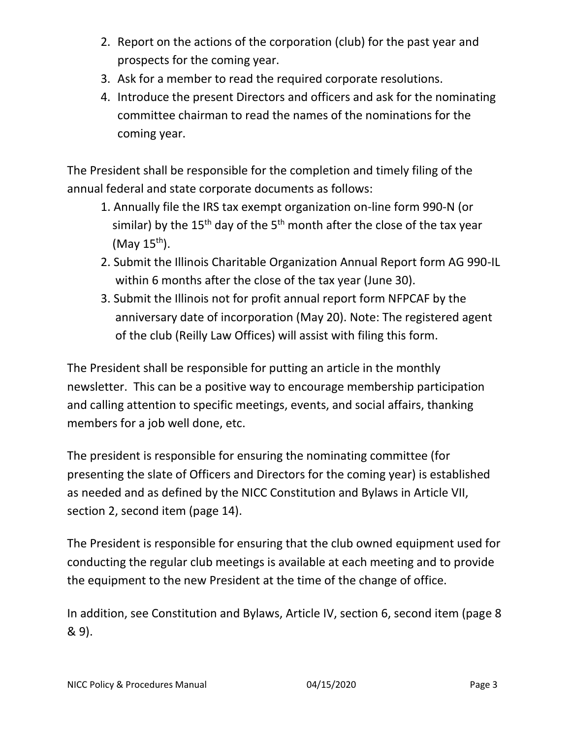2. Report on the actions of the corporation (club) for the past year and prospects for the coming year.
3. Ask for a member to read the required corporate resolutions.
4. Introduce the present Directors and officers and ask for the nominating committee chairman to read the names of the nominations for the coming year.

The President shall be responsible for the completion and timely filing of the annual federal and state corporate documents as follows:

1. Annually file the IRS tax exempt organization on-line form 990-N (or similar) by the 15th day of the 5th month after the close of the tax year (May 15th).
2. Submit the Illinois Charitable Organization Annual Report form AG 990-IL within 6 months after the close of the tax year (June 30).
3. Submit the Illinois not for profit annual report form NFPCAF by the anniversary date of incorporation (May 20). Note: The registered agent of the club (Reilly Law Offices) will assist with filing this form.

The President shall be responsible for putting an article in the monthly newsletter. This can be a positive way to encourage membership participation and calling attention to specific meetings, events, and social affairs, thanking members for a job well done, etc.

The president is responsible for ensuring the nominating committee (for presenting the slate of Officers and Directors for the coming year) is established as needed and as defined by the NICC Constitution and Bylaws in Article VII, section 2, second item (page 14).

The President is responsible for ensuring that the club owned equipment used for conducting the regular club meetings is available at each meeting and to provide the equipment to the new President at the time of the change of office.

In addition, see Constitution and Bylaws, Article IV, section 6, second item (page 8 & 9).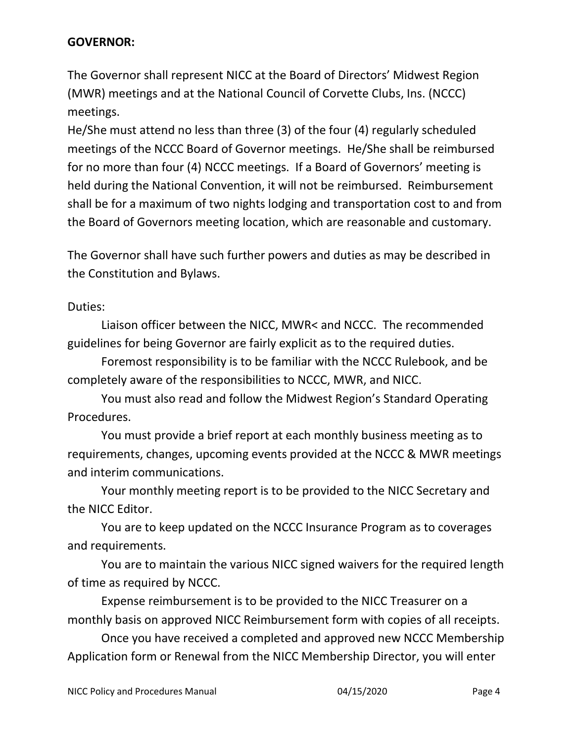**GOVERNOR:**

The Governor shall represent NICC at the Board of Directors' Midwest Region (MWR) meetings and at the National Council of Corvette Clubs, Ins. (NCCC) meetings.

He/She must attend no less than three (3) of the four (4) regularly scheduled meetings of the NCCC Board of Governor meetings. He/She shall be reimbursed for no more than four (4) NCCC meetings. If a Board of Governors' meeting is held during the National Convention, it will not be reimbursed. Reimbursement shall be for a maximum of two nights lodging and transportation cost to and from the Board of Governors meeting location, which are reasonable and customary.

The Governor shall have such further powers and duties as may be described in the Constitution and Bylaws.

Duties:

Liaison officer between the NICC, MWR< and NCCC. The recommended guidelines for being Governor are fairly explicit as to the required duties.

Foremost responsibility is to be familiar with the NCCC Rulebook, and be completely aware of the responsibilities to NCCC, MWR, and NICC.

You must also read and follow the Midwest Region's Standard Operating Procedures.

You must provide a brief report at each monthly business meeting as to requirements, changes, upcoming events provided at the NCCC & MWR meetings and interim communications.

Your monthly meeting report is to be provided to the NICC Secretary and the NICC Editor.

You are to keep updated on the NCCC Insurance Program as to coverages and requirements.

You are to maintain the various NICC signed waivers for the required length of time as required by NCCC.

Expense reimbursement is to be provided to the NICC Treasurer on a monthly basis on approved NICC Reimbursement form with copies of all receipts.

Once you have received a completed and approved new NCCC Membership Application form or Renewal from the NICC Membership Director, you will enter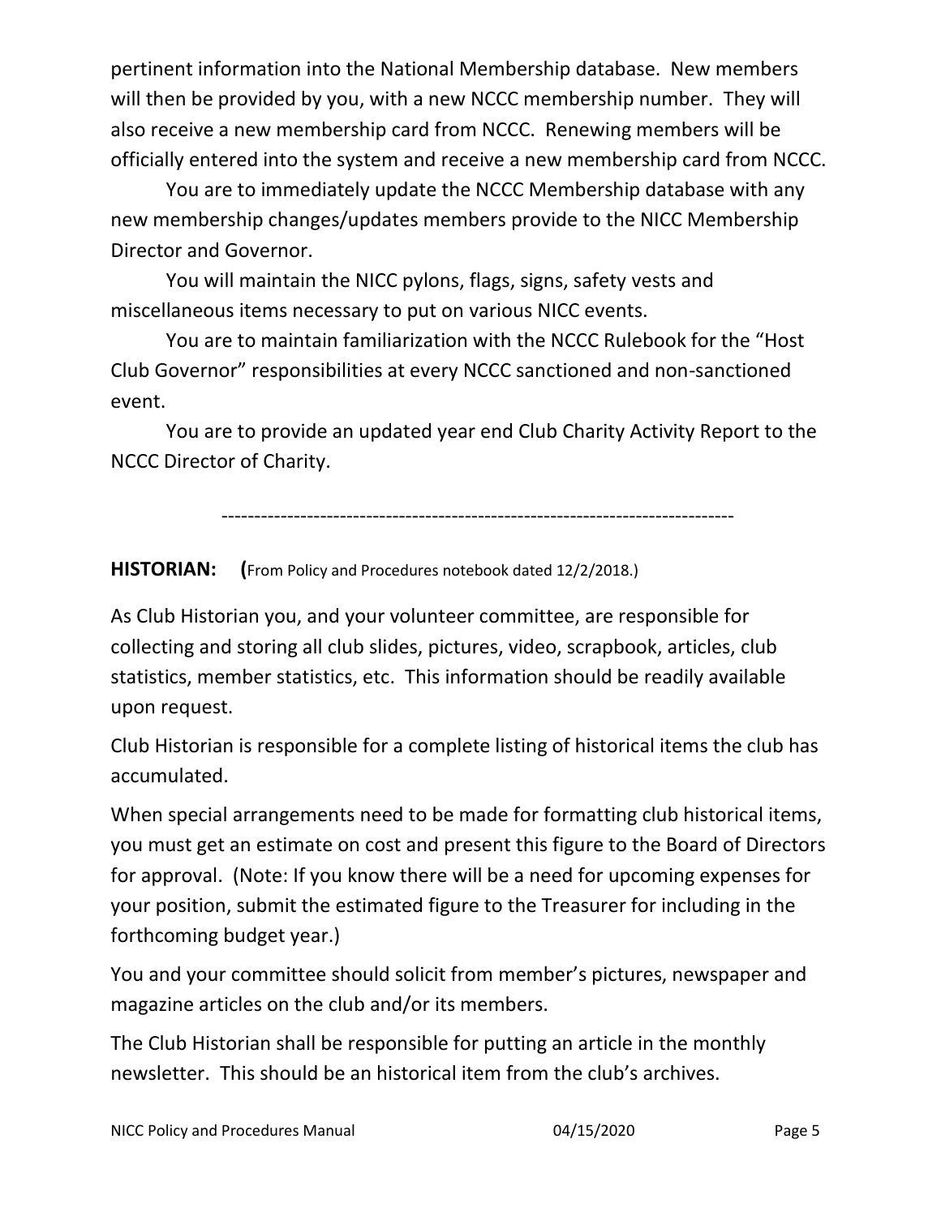pertinent information into the National Membership database. New members will then be provided by you, with a new NCCC membership number. They will also receive a new membership card from NCCC. Renewing members will be officially entered into the system and receive a new membership card from NCCC.

You are to immediately update the NCCC Membership database with any new membership changes/updates members provide to the NICC Membership Director and Governor.

You will maintain the NICC pylons, flags, signs, safety vests and miscellaneous items necessary to put on various NICC events.

You are to maintain familiarization with the NCCC Rulebook for the "Host Club Governor" responsibilities at every NCCC sanctioned and non-sanctioned event.

You are to provide an updated year end Club Charity Activity Report to the NCCC Director of Charity.

-----------------------------------------------------------------------------

**HISTORIAN:** **(**From Policy and Procedures notebook dated 12/2/2018.)

As Club Historian you, and your volunteer committee, are responsible for collecting and storing all club slides, pictures, video, scrapbook, articles, club statistics, member statistics, etc. This information should be readily available upon request.

Club Historian is responsible for a complete listing of historical items the club has accumulated.

When special arrangements need to be made for formatting club historical items, you must get an estimate on cost and present this figure to the Board of Directors for approval. (Note: If you know there will be a need for upcoming expenses for your position, submit the estimated figure to the Treasurer for including in the forthcoming budget year.)

You and your committee should solicit from member's pictures, newspaper and magazine articles on the club and/or its members.

The Club Historian shall be responsible for putting an article in the monthly newsletter. This should be an historical item from the club's archives.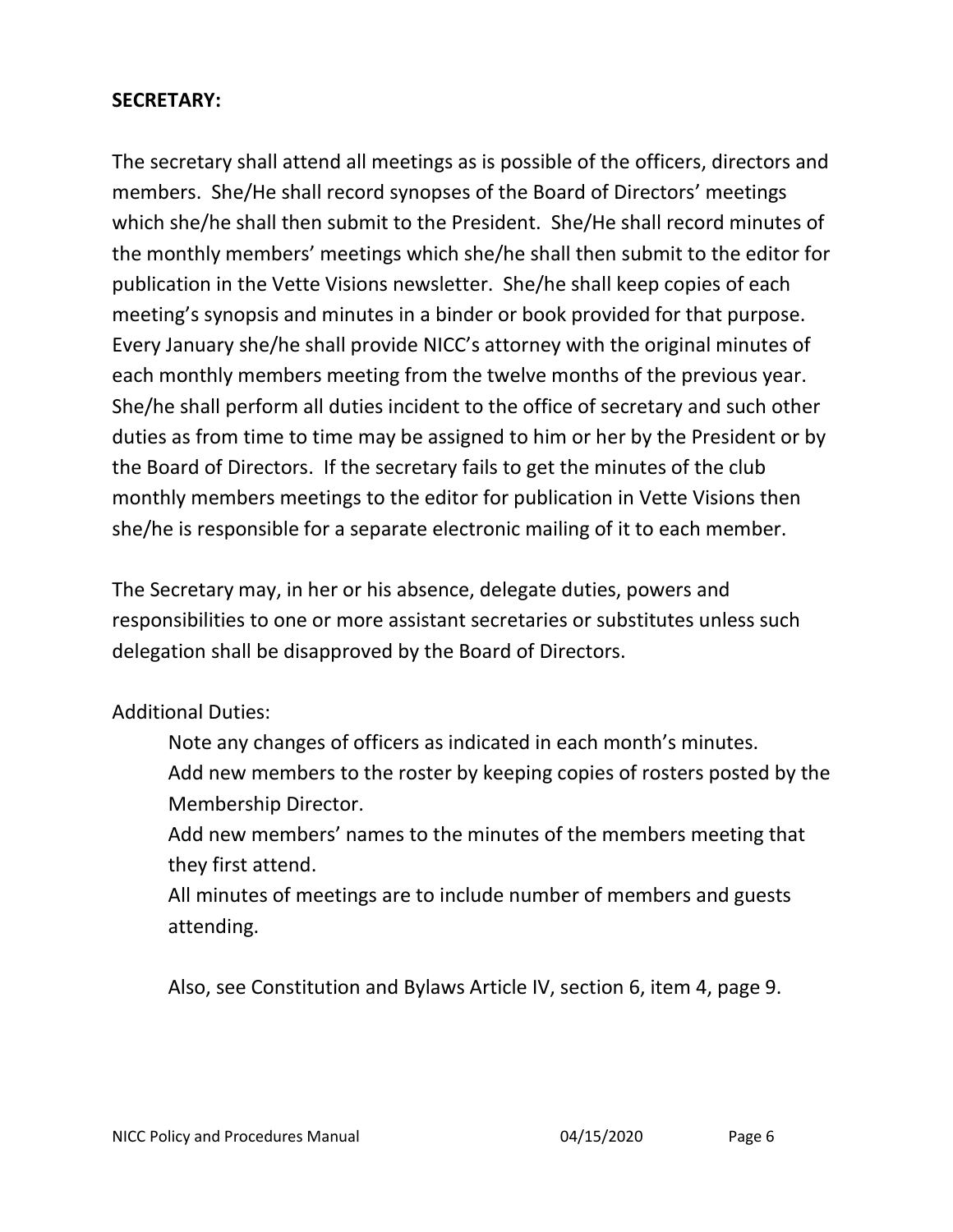**SECRETARY:**

The secretary shall attend all meetings as is possible of the officers, directors and members. She/He shall record synopses of the Board of Directors' meetings which she/he shall then submit to the President. She/He shall record minutes of the monthly members' meetings which she/he shall then submit to the editor for publication in the Vette Visions newsletter. She/he shall keep copies of each meeting's synopsis and minutes in a binder or book provided for that purpose. Every January she/he shall provide NICC's attorney with the original minutes of each monthly members meeting from the twelve months of the previous year. She/he shall perform all duties incident to the office of secretary and such other duties as from time to time may be assigned to him or her by the President or by the Board of Directors. If the secretary fails to get the minutes of the club monthly members meetings to the editor for publication in Vette Visions then she/he is responsible for a separate electronic mailing of it to each member.

The Secretary may, in her or his absence, delegate duties, powers and responsibilities to one or more assistant secretaries or substitutes unless such delegation shall be disapproved by the Board of Directors.

Additional Duties:

Note any changes of officers as indicated in each month's minutes.

Add new members to the roster by keeping copies of rosters posted by the Membership Director.

Add new members' names to the minutes of the members meeting that they first attend.

All minutes of meetings are to include number of members and guests attending.

Also, see Constitution and Bylaws Article IV, section 6, item 4, page 9.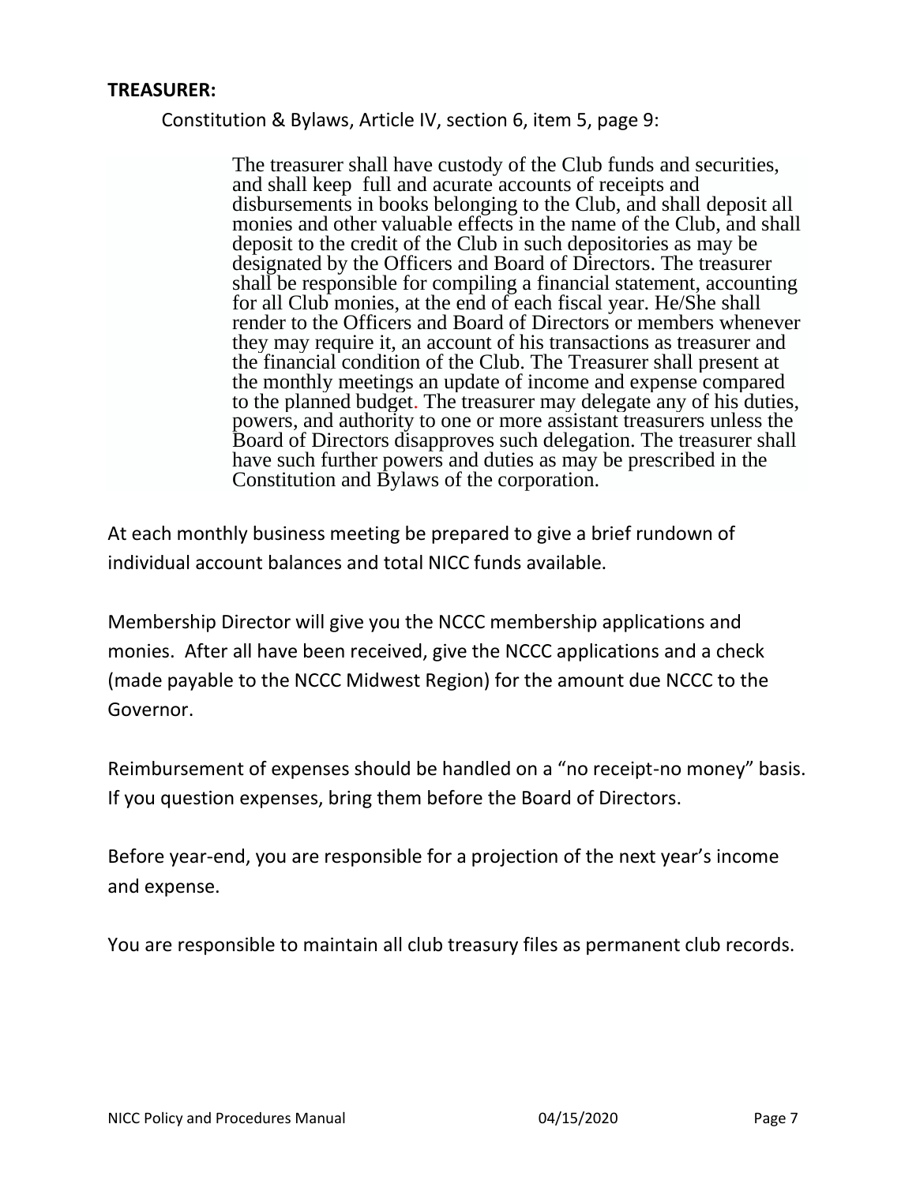**TREASURER:**

Constitution & Bylaws, Article IV, section 6, item 5, page 9:

> The treasurer shall have custody of the Club funds and securities, and shall keep full and acurate accounts of receipts and disbursements in books belonging to the Club, and shall deposit all monies and other valuable effects in the name of the Club, and shall deposit to the credit of the Club in such depositories as may be designated by the Officers and Board of Directors. The treasurer shall be responsible for compiling a financial statement, accounting for all Club monies, at the end of each fiscal year. He/She shall render to the Officers and Board of Directors or members whenever they may require it, an account of his transactions as treasurer and the financial condition of the Club. The Treasurer shall present at the monthly meetings an update of income and expense compared to the planned budget. The treasurer may delegate any of his duties, powers, and authority to one or more assistant treasurers unless the Board of Directors disapproves such delegation. The treasurer shall have such further powers and duties as may be prescribed in the Constitution and Bylaws of the corporation.

At each monthly business meeting be prepared to give a brief rundown of individual account balances and total NICC funds available.

Membership Director will give you the NCCC membership applications and monies. After all have been received, give the NCCC applications and a check (made payable to the NCCC Midwest Region) for the amount due NCCC to the Governor.

Reimbursement of expenses should be handled on a "no receipt-no money" basis. If you question expenses, bring them before the Board of Directors.

Before year-end, you are responsible for a projection of the next year's income and expense.

You are responsible to maintain all club treasury files as permanent club records.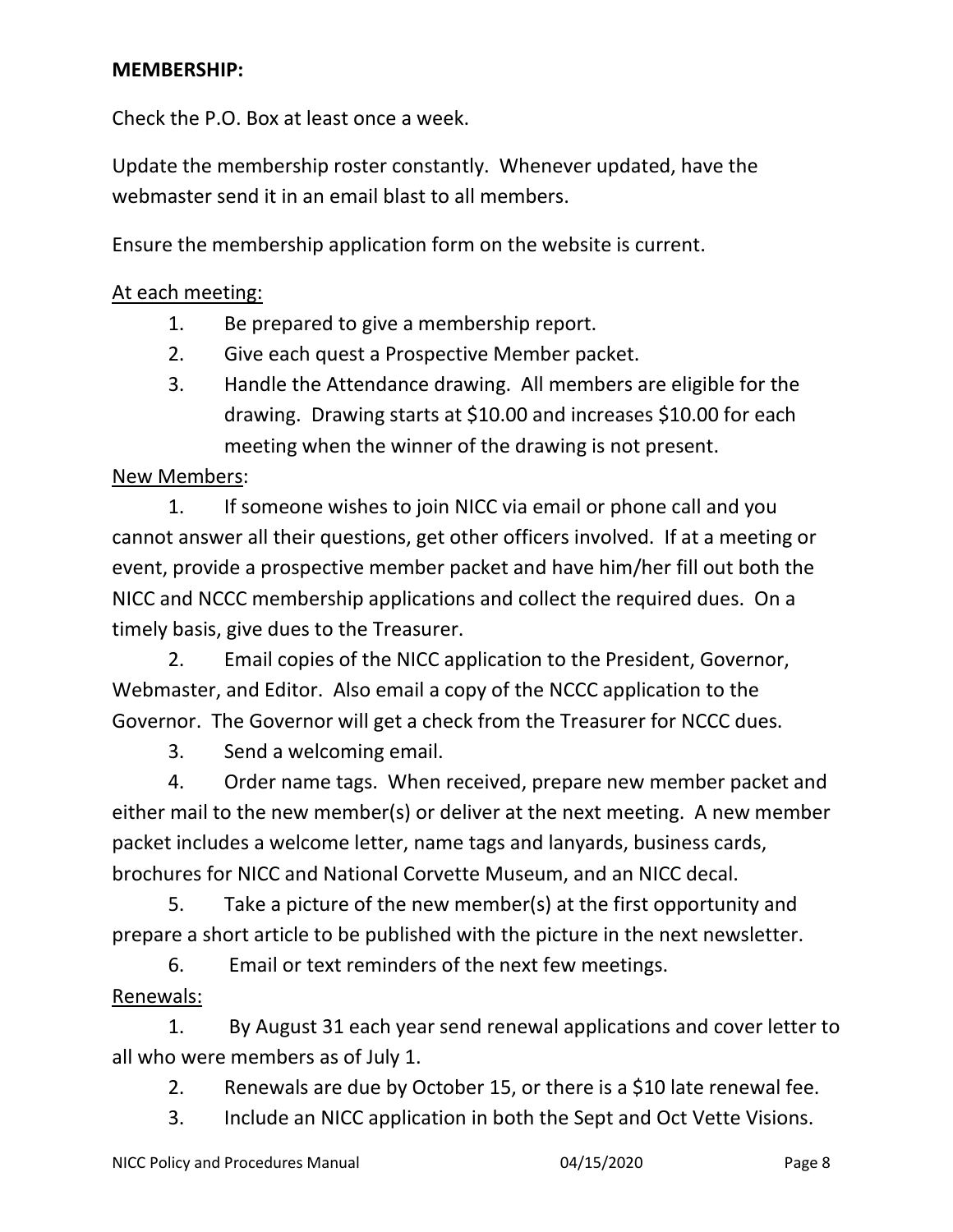**MEMBERSHIP:**

Check the P.O. Box at least once a week.

Update the membership roster constantly. Whenever updated, have the webmaster send it in an email blast to all members.

Ensure the membership application form on the website is current.

At each meeting:

1. Be prepared to give a membership report.
2. Give each quest a Prospective Member packet.
3. Handle the Attendance drawing. All members are eligible for the drawing. Drawing starts at $10.00 and increases $10.00 for each meeting when the winner of the drawing is not present.

New Members:

1. If someone wishes to join NICC via email or phone call and you cannot answer all their questions, get other officers involved. If at a meeting or event, provide a prospective member packet and have him/her fill out both the NICC and NCCC membership applications and collect the required dues. On a timely basis, give dues to the Treasurer.
2. Email copies of the NICC application to the President, Governor, Webmaster, and Editor. Also email a copy of the NCCC application to the Governor. The Governor will get a check from the Treasurer for NCCC dues.
3. Send a welcoming email.
4. Order name tags. When received, prepare new member packet and either mail to the new member(s) or deliver at the next meeting. A new member packet includes a welcome letter, name tags and lanyards, business cards, brochures for NICC and National Corvette Museum, and an NICC decal.
5. Take a picture of the new member(s) at the first opportunity and prepare a short article to be published with the picture in the next newsletter.
6. Email or text reminders of the next few meetings.

Renewals:

1. By August 31 each year send renewal applications and cover letter to all who were members as of July 1.
2. Renewals are due by October 15, or there is a $10 late renewal fee.
3. Include an NICC application in both the Sept and Oct Vette Visions.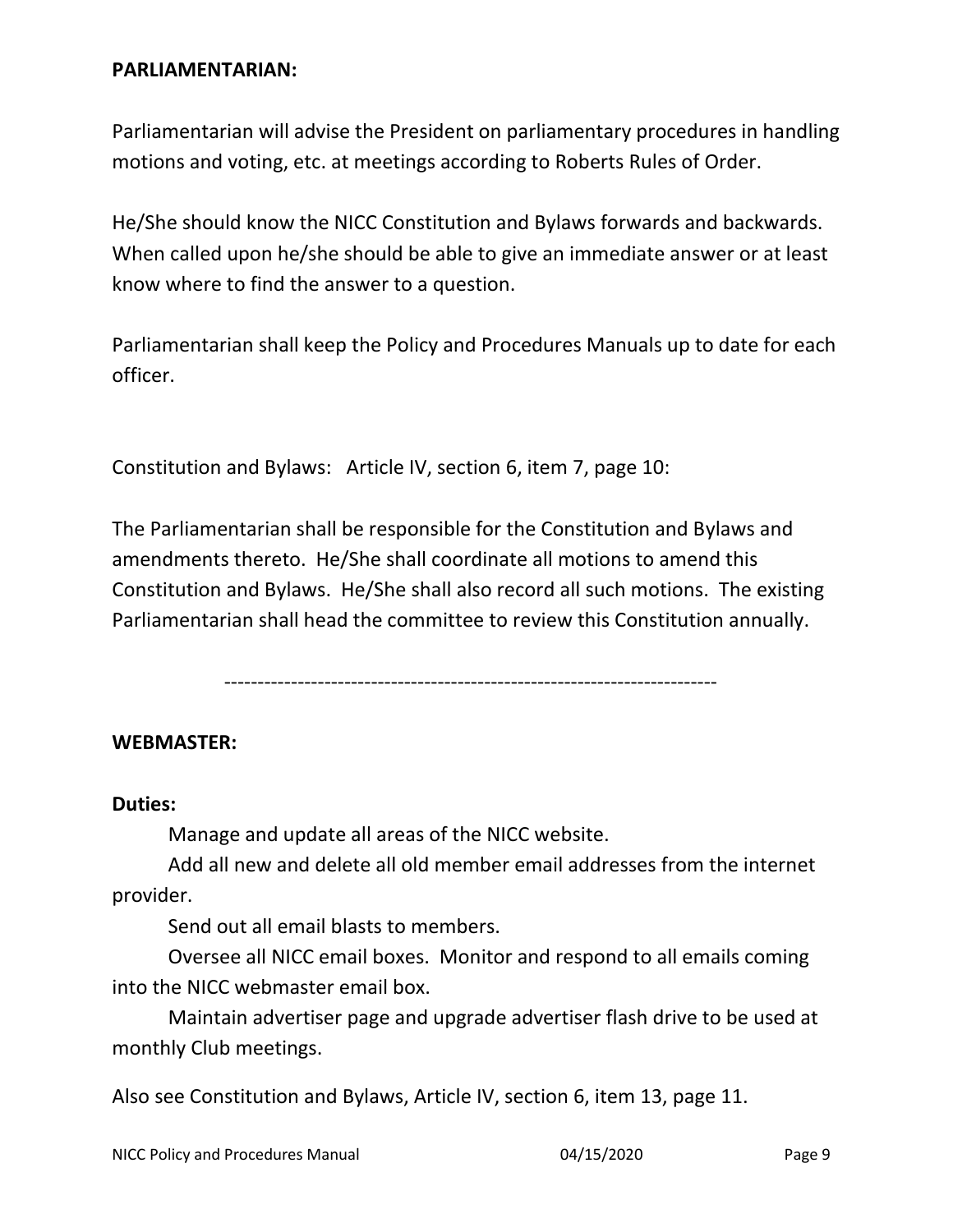**PARLIAMENTARIAN:**

Parliamentarian will advise the President on parliamentary procedures in handling motions and voting, etc. at meetings according to Roberts Rules of Order.

He/She should know the NICC Constitution and Bylaws forwards and backwards. When called upon he/she should be able to give an immediate answer or at least know where to find the answer to a question.

Parliamentarian shall keep the Policy and Procedures Manuals up to date for each officer.

Constitution and Bylaws: Article IV, section 6, item 7, page 10:

The Parliamentarian shall be responsible for the Constitution and Bylaws and amendments thereto. He/She shall coordinate all motions to amend this Constitution and Bylaws. He/She shall also record all such motions. The existing Parliamentarian shall head the committee to review this Constitution annually.

---

**WEBMASTER:**

**Duties:**

Manage and update all areas of the NICC website.

Add all new and delete all old member email addresses from the internet provider.

Send out all email blasts to members.

Oversee all NICC email boxes. Monitor and respond to all emails coming into the NICC webmaster email box.

Maintain advertiser page and upgrade advertiser flash drive to be used at monthly Club meetings.

Also see Constitution and Bylaws, Article IV, section 6, item 13, page 11.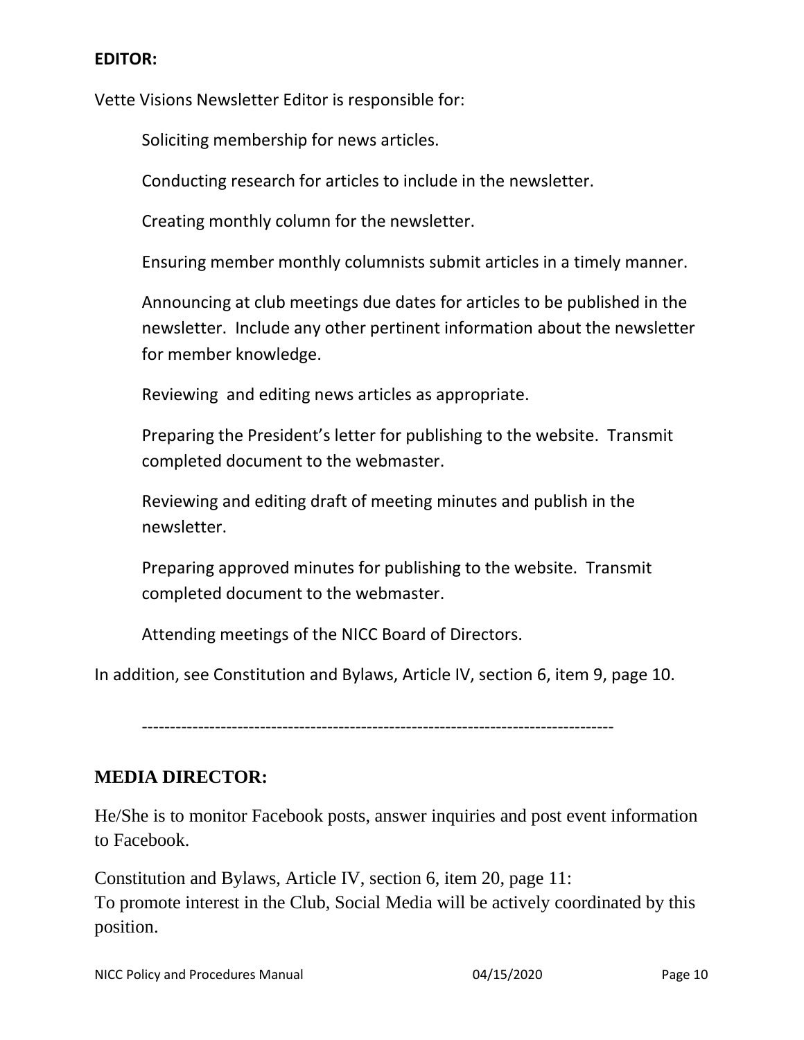**EDITOR:**

Vette Visions Newsletter Editor is responsible for:

Soliciting membership for news articles.

Conducting research for articles to include in the newsletter.

Creating monthly column for the newsletter.

Ensuring member monthly columnists submit articles in a timely manner.

Announcing at club meetings due dates for articles to be published in the newsletter. Include any other pertinent information about the newsletter for member knowledge.

Reviewing and editing news articles as appropriate.

Preparing the President's letter for publishing to the website. Transmit completed document to the webmaster.

Reviewing and editing draft of meeting minutes and publish in the newsletter.

Preparing approved minutes for publishing to the website. Transmit completed document to the webmaster.

Attending meetings of the NICC Board of Directors.

In addition, see Constitution and Bylaws, Article IV, section 6, item 9, page 10.

---

**MEDIA DIRECTOR:**

He/She is to monitor Facebook posts, answer inquiries and post event information to Facebook.

Constitution and Bylaws, Article IV, section 6, item 20, page 11:
To promote interest in the Club, Social Media will be actively coordinated by this position.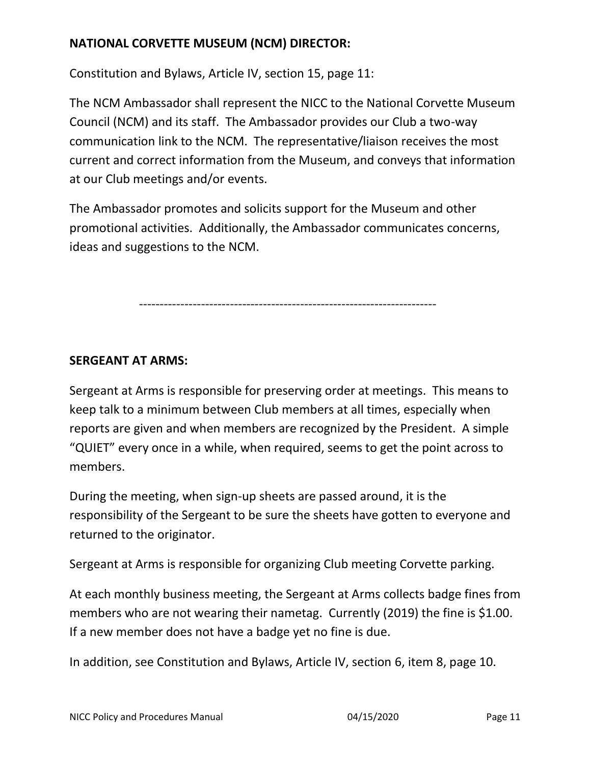**NATIONAL CORVETTE MUSEUM (NCM) DIRECTOR:**

Constitution and Bylaws, Article IV, section 15, page 11:

The NCM Ambassador shall represent the NICC to the National Corvette Museum Council (NCM) and its staff. The Ambassador provides our Club a two-way communication link to the NCM. The representative/liaison receives the most current and correct information from the Museum, and conveys that information at our Club meetings and/or events.

The Ambassador promotes and solicits support for the Museum and other promotional activities. Additionally, the Ambassador communicates concerns, ideas and suggestions to the NCM.

-----------------------------------------------------------------------

**SERGEANT AT ARMS:**

Sergeant at Arms is responsible for preserving order at meetings. This means to keep talk to a minimum between Club members at all times, especially when reports are given and when members are recognized by the President. A simple "QUIET" every once in a while, when required, seems to get the point across to members.

During the meeting, when sign-up sheets are passed around, it is the responsibility of the Sergeant to be sure the sheets have gotten to everyone and returned to the originator.

Sergeant at Arms is responsible for organizing Club meeting Corvette parking.

At each monthly business meeting, the Sergeant at Arms collects badge fines from members who are not wearing their nametag. Currently (2019) the fine is $1.00. If a new member does not have a badge yet no fine is due.

In addition, see Constitution and Bylaws, Article IV, section 6, item 8, page 10.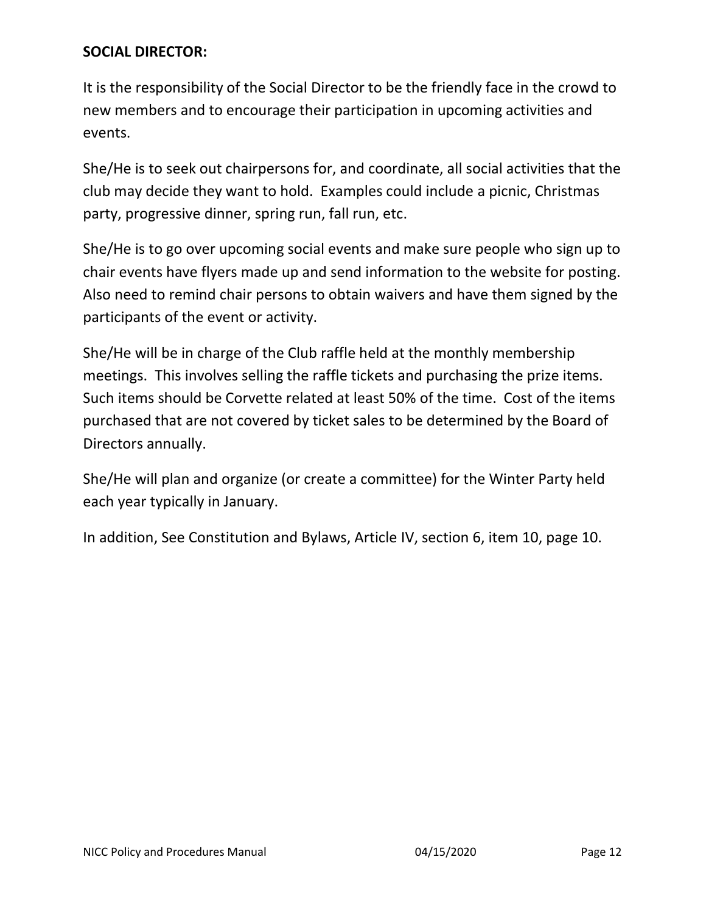**SOCIAL DIRECTOR:**

It is the responsibility of the Social Director to be the friendly face in the crowd to new members and to encourage their participation in upcoming activities and events.

She/He is to seek out chairpersons for, and coordinate, all social activities that the club may decide they want to hold. Examples could include a picnic, Christmas party, progressive dinner, spring run, fall run, etc.

She/He is to go over upcoming social events and make sure people who sign up to chair events have flyers made up and send information to the website for posting. Also need to remind chair persons to obtain waivers and have them signed by the participants of the event or activity.

She/He will be in charge of the Club raffle held at the monthly membership meetings. This involves selling the raffle tickets and purchasing the prize items. Such items should be Corvette related at least 50% of the time. Cost of the items purchased that are not covered by ticket sales to be determined by the Board of Directors annually.

She/He will plan and organize (or create a committee) for the Winter Party held each year typically in January.

In addition, See Constitution and Bylaws, Article IV, section 6, item 10, page 10.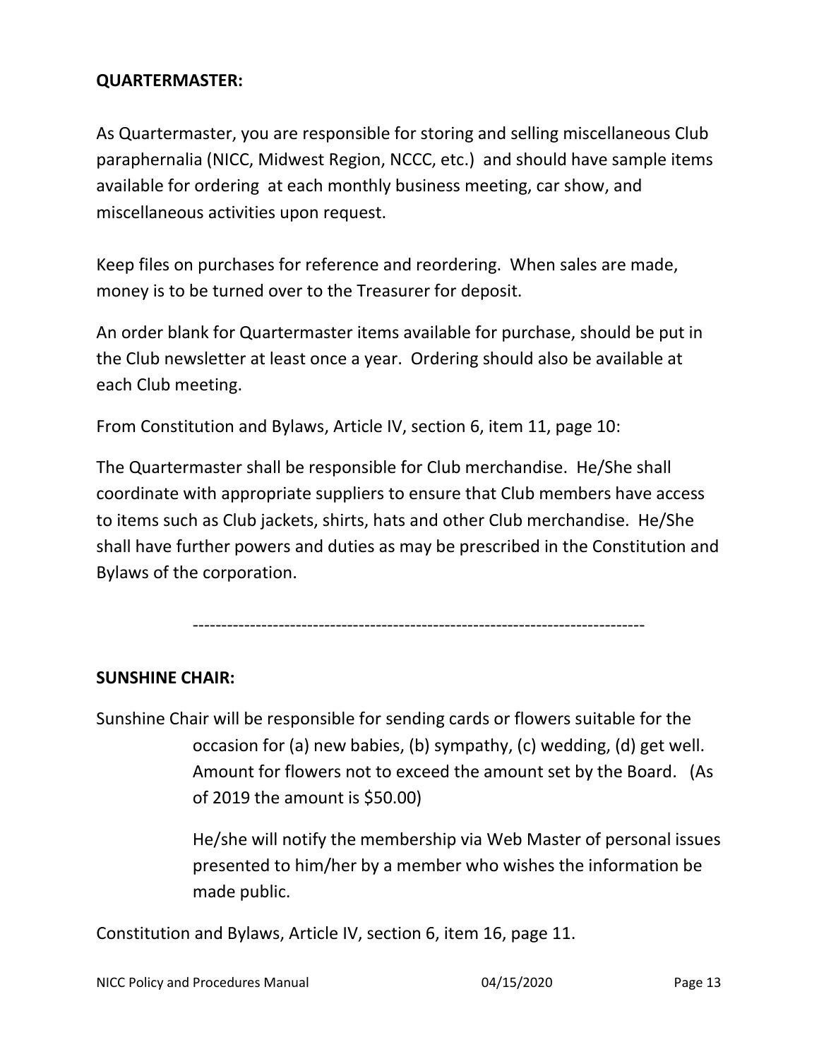**QUARTERMASTER:**

As Quartermaster, you are responsible for storing and selling miscellaneous Club paraphernalia (NICC, Midwest Region, NCCC, etc.) and should have sample items available for ordering at each monthly business meeting, car show, and miscellaneous activities upon request.

Keep files on purchases for reference and reordering. When sales are made, money is to be turned over to the Treasurer for deposit.

An order blank for Quartermaster items available for purchase, should be put in the Club newsletter at least once a year. Ordering should also be available at each Club meeting.

From Constitution and Bylaws, Article IV, section 6, item 11, page 10:

The Quartermaster shall be responsible for Club merchandise. He/She shall coordinate with appropriate suppliers to ensure that Club members have access to items such as Club jackets, shirts, hats and other Club merchandise. He/She shall have further powers and duties as may be prescribed in the Constitution and Bylaws of the corporation.

---

**SUNSHINE CHAIR:**

Sunshine Chair will be responsible for sending cards or flowers suitable for the occasion for (a) new babies, (b) sympathy, (c) wedding, (d) get well. Amount for flowers not to exceed the amount set by the Board. (As of 2019 the amount is $50.00)

He/she will notify the membership via Web Master of personal issues presented to him/her by a member who wishes the information be made public.

Constitution and Bylaws, Article IV, section 6, item 16, page 11.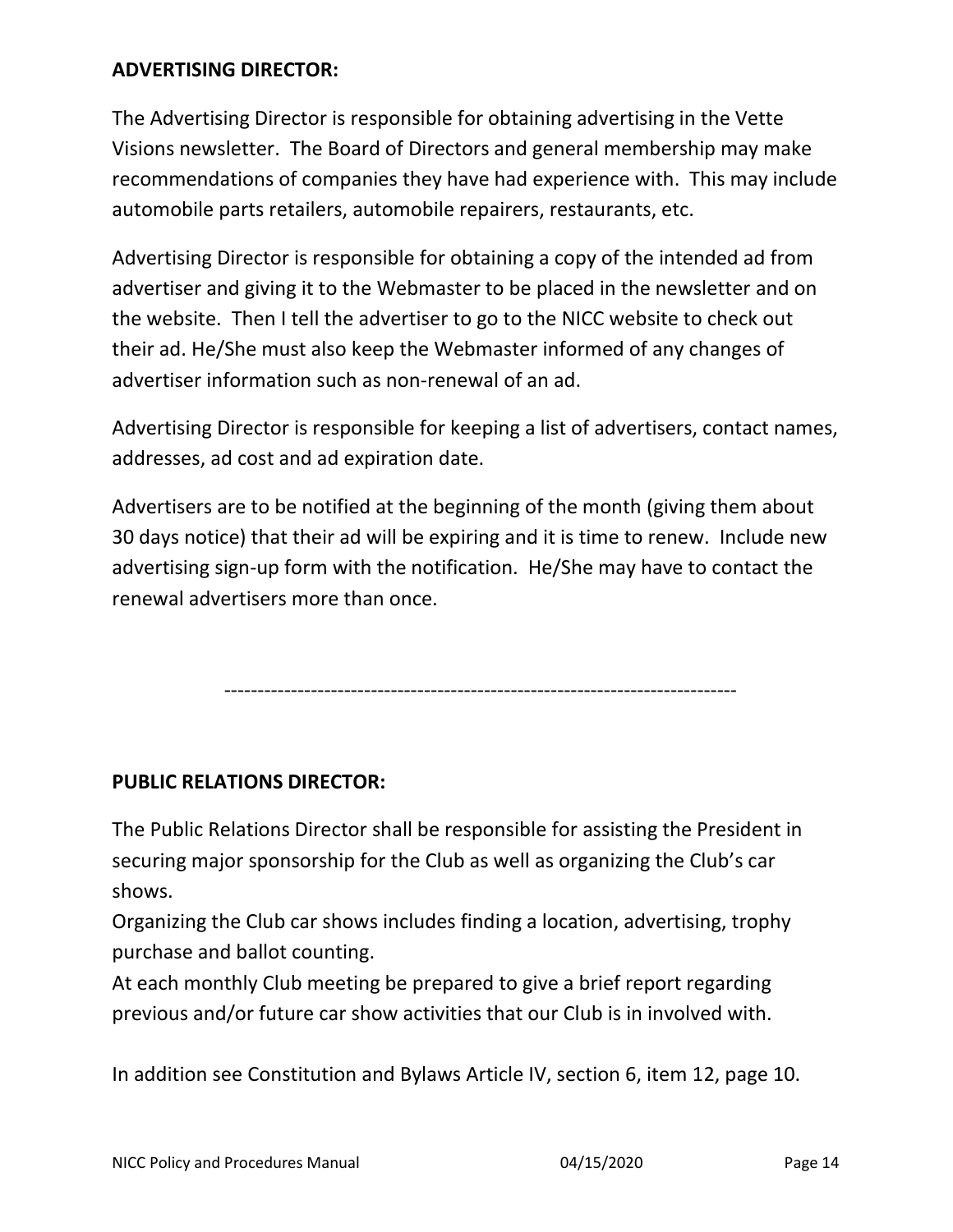**ADVERTISING DIRECTOR:**

The Advertising Director is responsible for obtaining advertising in the Vette Visions newsletter. The Board of Directors and general membership may make recommendations of companies they have had experience with. This may include automobile parts retailers, automobile repairers, restaurants, etc.

Advertising Director is responsible for obtaining a copy of the intended ad from advertiser and giving it to the Webmaster to be placed in the newsletter and on the website. Then I tell the advertiser to go to the NICC website to check out their ad. He/She must also keep the Webmaster informed of any changes of advertiser information such as non-renewal of an ad.

Advertising Director is responsible for keeping a list of advertisers, contact names, addresses, ad cost and ad expiration date.

Advertisers are to be notified at the beginning of the month (giving them about 30 days notice) that their ad will be expiring and it is time to renew. Include new advertising sign-up form with the notification. He/She may have to contact the renewal advertisers more than once.

---

**PUBLIC RELATIONS DIRECTOR:**

The Public Relations Director shall be responsible for assisting the President in securing major sponsorship for the Club as well as organizing the Club's car shows.

Organizing the Club car shows includes finding a location, advertising, trophy purchase and ballot counting.

At each monthly Club meeting be prepared to give a brief report regarding previous and/or future car show activities that our Club is in involved with.

In addition see Constitution and Bylaws Article IV, section 6, item 12, page 10.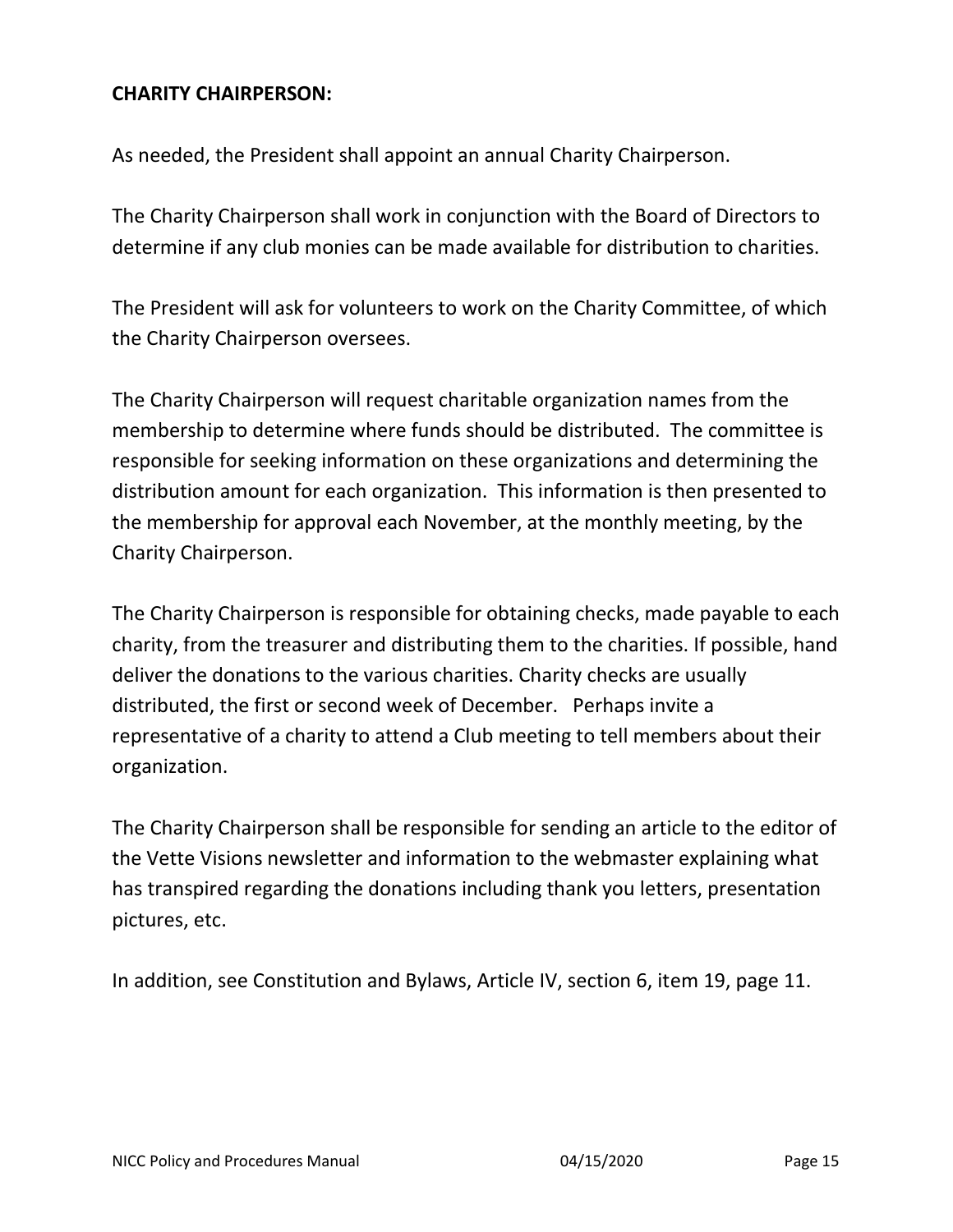**CHARITY CHAIRPERSON:**

As needed, the President shall appoint an annual Charity Chairperson.

The Charity Chairperson shall work in conjunction with the Board of Directors to determine if any club monies can be made available for distribution to charities.

The President will ask for volunteers to work on the Charity Committee, of which the Charity Chairperson oversees.

The Charity Chairperson will request charitable organization names from the membership to determine where funds should be distributed. The committee is responsible for seeking information on these organizations and determining the distribution amount for each organization. This information is then presented to the membership for approval each November, at the monthly meeting, by the Charity Chairperson.

The Charity Chairperson is responsible for obtaining checks, made payable to each charity, from the treasurer and distributing them to the charities. If possible, hand deliver the donations to the various charities. Charity checks are usually distributed, the first or second week of December. Perhaps invite a representative of a charity to attend a Club meeting to tell members about their organization.

The Charity Chairperson shall be responsible for sending an article to the editor of the Vette Visions newsletter and information to the webmaster explaining what has transpired regarding the donations including thank you letters, presentation pictures, etc.

In addition, see Constitution and Bylaws, Article IV, section 6, item 19, page 11.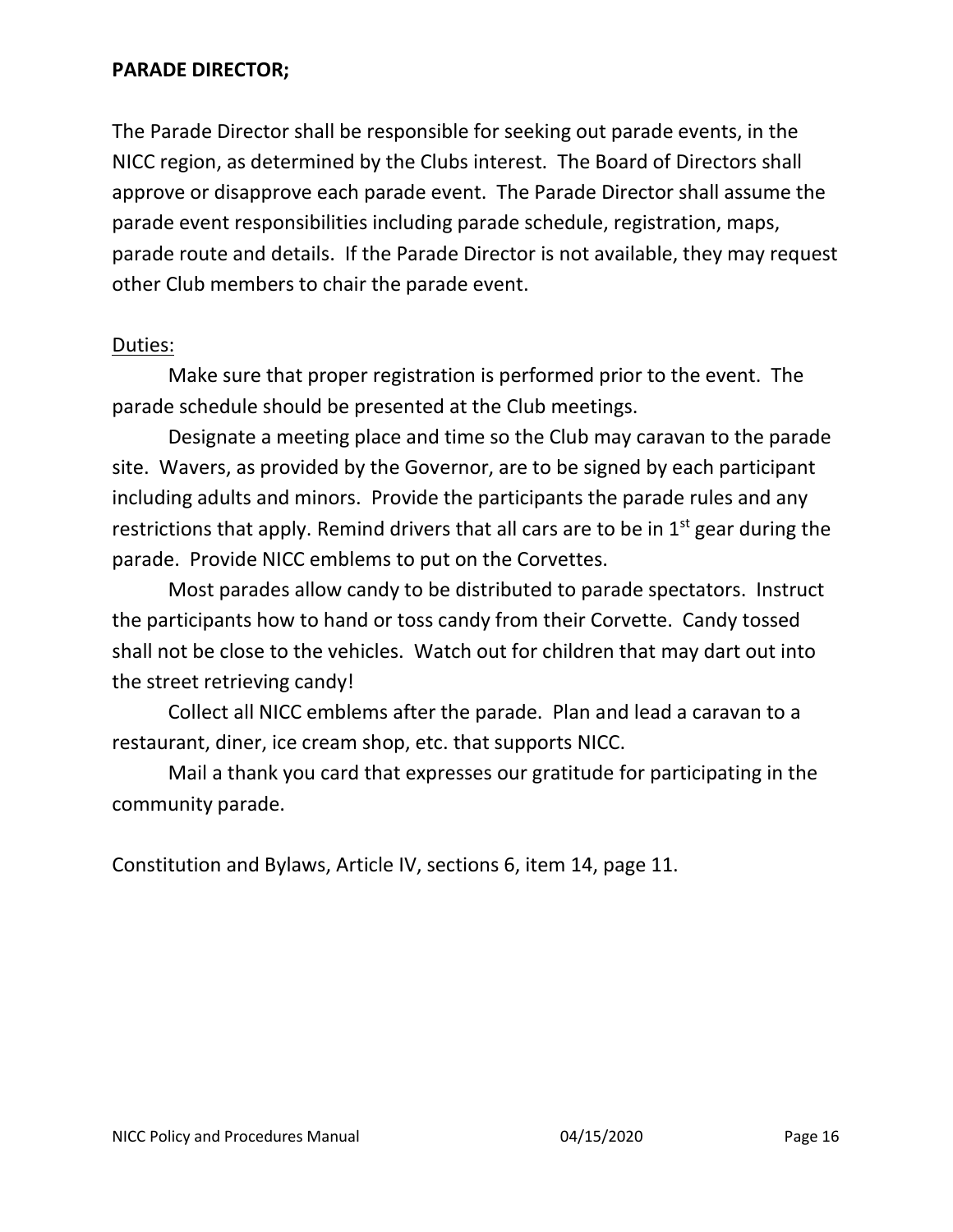**PARADE DIRECTOR;**

The Parade Director shall be responsible for seeking out parade events, in the NICC region, as determined by the Clubs interest. The Board of Directors shall approve or disapprove each parade event. The Parade Director shall assume the parade event responsibilities including parade schedule, registration, maps, parade route and details. If the Parade Director is not available, they may request other Club members to chair the parade event.

Duties:

Make sure that proper registration is performed prior to the event. The parade schedule should be presented at the Club meetings.

Designate a meeting place and time so the Club may caravan to the parade site. Wavers, as provided by the Governor, are to be signed by each participant including adults and minors. Provide the participants the parade rules and any restrictions that apply. Remind drivers that all cars are to be in 1st gear during the parade. Provide NICC emblems to put on the Corvettes.

Most parades allow candy to be distributed to parade spectators. Instruct the participants how to hand or toss candy from their Corvette. Candy tossed shall not be close to the vehicles. Watch out for children that may dart out into the street retrieving candy!

Collect all NICC emblems after the parade. Plan and lead a caravan to a restaurant, diner, ice cream shop, etc. that supports NICC.

Mail a thank you card that expresses our gratitude for participating in the community parade.

Constitution and Bylaws, Article IV, sections 6, item 14, page 11.